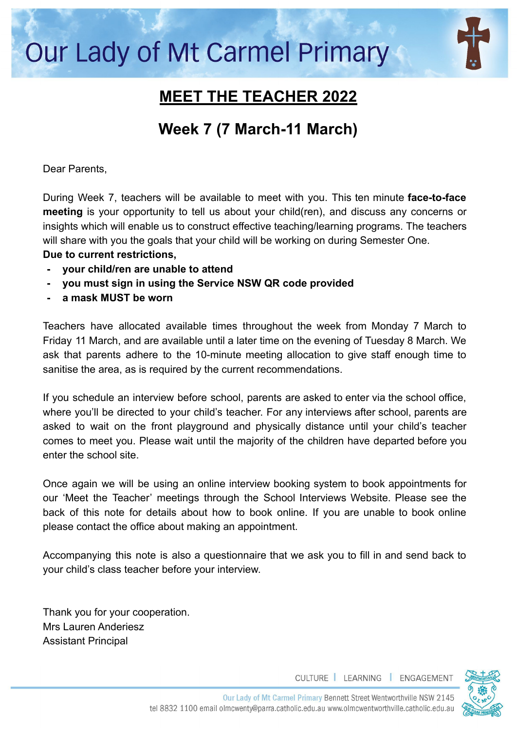# Our Lady of Mt Carmel Primary

## MEET THE TEACHER 2022

## Week 7 (7 March-11 March)

Dear Parents,

During Week 7, teachers will be available to meet with you. This ten minute **face-to-face meeting** is your opportunity to tell us about your child(ren), and discuss any concerns or insights which will enable us to construct effective teaching/learning programs. The teachers will share with you the goals that your child will be working on during Semester One.

**Due to current restrictions,**

- **your child/ren are unable to attend**
- **you must sign in using the Service NSW QR code provided**
- **a mask MUST be worn**

Teachers have allocated available times throughout the week from Monday 7 March to Friday 11 March, and are available until a later time on the evening of Tuesday 8 March. We ask that parents adhere to the 10-minute meeting allocation to give staff enough time to sanitise the area, as is required by the current recommendations.

If you schedule an interview before school, parents are asked to enter via the school office, where you'll be directed to your child's teacher. For any interviews after school, parents are asked to wait on the front playground and physically distance until your child's teacher comes to meet you. Please wait until the majority of the children have departed before you enter the school site.

Once again we will be using an online interview booking system to book appointments for our 'Meet the Teacher' meetings through the School Interviews Website. Please see the back of this note for details about how to book online. If you are unable to book online please contact the office about making an appointment.

Accompanying this note is also a questionnaire that we ask you to fill in and send back to your child's class teacher before your interview.

Thank you for your cooperation.
Mrs Lauren Anderiesz
Assistant Principal

CULTURE | LEARNING | ENGAGEMENT

Our Lady of Mt Carmel Primary Bennett Street Wentworthville NSW 2145
tel 8832 1100 email olmcwenty@parra.catholic.edu.au www.olmcwentworthville.catholic.edu.au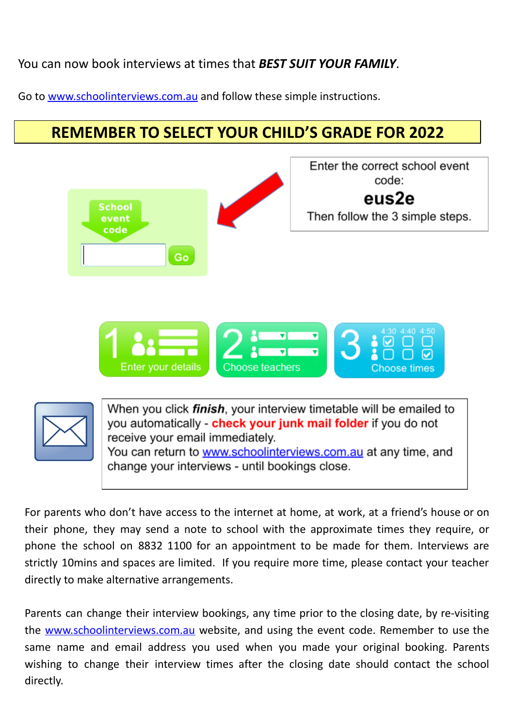You can now book interviews at times that ***BEST SUIT YOUR FAMILY***.

Go to www.schoolinterviews.com.au and follow these simple instructions.

## REMEMBER TO SELECT YOUR CHILD'S GRADE FOR 2022

School event code

Go

Enter the correct school event code:

**eus2e**

Then follow the 3 simple steps.

1 Enter your details

2 Choose teachers

3 Choose times

When you click ***finish***, your interview timetable will be emailed to you automatically - **check your junk mail folder** if you do not receive your email immediately.
You can return to www.schoolinterviews.com.au at any time, and change your interviews - until bookings close.

For parents who don't have access to the internet at home, at work, at a friend's house or on their phone, they may send a note to school with the approximate times they require, or phone the school on 8832 1100 for an appointment to be made for them. Interviews are strictly 10mins and spaces are limited. If you require more time, please contact your teacher directly to make alternative arrangements.

Parents can change their interview bookings, any time prior to the closing date, by re-visiting the www.schoolinterviews.com.au website, and using the event code. Remember to use the same name and email address you used when you made your original booking. Parents wishing to change their interview times after the closing date should contact the school directly.